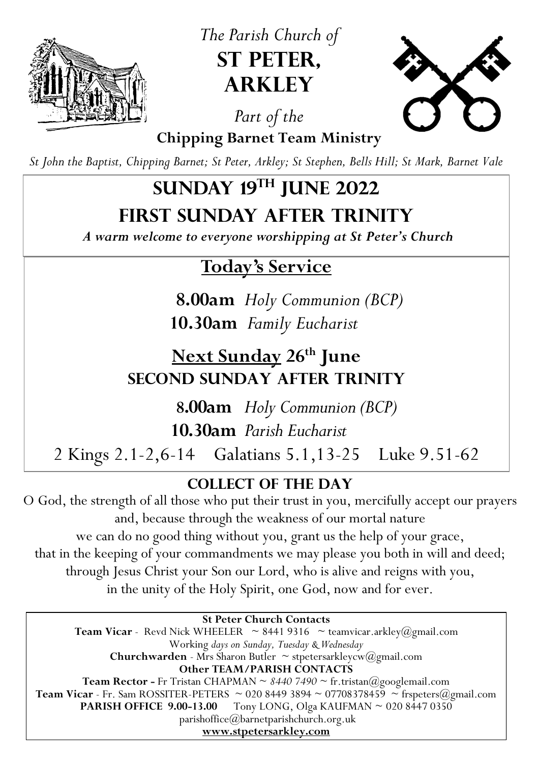*The Parish Church of*

# ST PETER, ARKLEY

*Part of the*

**Chipping Barnet Team Ministry**

*St John the Baptist, Chipping Barnet; St Peter, Arkley; St Stephen, Bells Hill; St Mark, Barnet Vale*

# SUNDAY 19TH JUNE 2022

# FIRST SUNDAY AFTER TRINITY

***A warm welcome to everyone worshipping at St Peter's Church***

## Today's Service

**8.00am** *Holy Communion (BCP)*

**10.30am** *Family Eucharist*

## Next Sunday 26th June

## SECOND SUNDAY AFTER TRINITY

**8.00am** *Holy Communion (BCP)*

**10.30am** *Parish Eucharist*

2 Kings 2.1-2,6-14 Galatians 5.1,13-25 Luke 9.51-62

## COLLECT OF THE DAY

O God, the strength of all those who put their trust in you, mercifully accept our prayers and, because through the weakness of our mortal nature we can do no good thing without you, grant us the help of your grace, that in the keeping of your commandments we may please you both in will and deed; through Jesus Christ your Son our Lord, who is alive and reigns with you, in the unity of the Holy Spirit, one God, now and for ever.

**St Peter Church Contacts**

**Team Vicar** - Revd Nick WHEELER ~ 8441 9316 ~ teamvicar.arkley@gmail.com

Working *days on Sunday, Tuesday & Wednesday*

**Churchwarden** - Mrs Sharon Butler ~ stpetersarkleycw@gmail.com

**Other TEAM/PARISH CONTACTS**

**Team Rector -** Fr Tristan CHAPMAN ~ *8440 7490* ~ fr.tristan@googlemail.com

**Team Vicar** - Fr. Sam ROSSITER-PETERS ~ 020 8449 3894 ~ 07708378459 ~ frspeters@gmail.com

**PARISH OFFICE 9.00-13.00** Tony LONG, Olga KAUFMAN ~ 020 8447 0350

parishoffice@barnetparishchurch.org.uk

**www.stpetersarkley.com**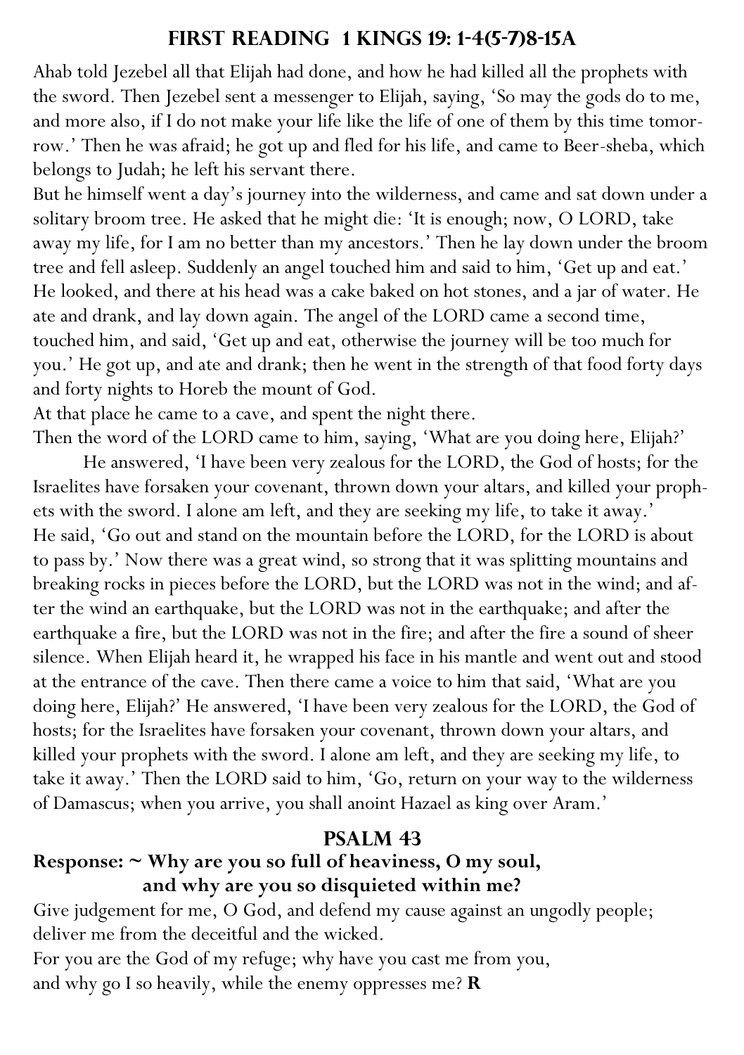## First Reading 1 Kings 19: 1-4(5-7)8-15a

Ahab told Jezebel all that Elijah had done, and how he had killed all the prophets with the sword. Then Jezebel sent a messenger to Elijah, saying, 'So may the gods do to me, and more also, if I do not make your life like the life of one of them by this time tomorrow.' Then he was afraid; he got up and fled for his life, and came to Beer-sheba, which belongs to Judah; he left his servant there.

But he himself went a day's journey into the wilderness, and came and sat down under a solitary broom tree. He asked that he might die: 'It is enough; now, O LORD, take away my life, for I am no better than my ancestors.' Then he lay down under the broom tree and fell asleep. Suddenly an angel touched him and said to him, 'Get up and eat.' He looked, and there at his head was a cake baked on hot stones, and a jar of water. He ate and drank, and lay down again. The angel of the LORD came a second time, touched him, and said, 'Get up and eat, otherwise the journey will be too much for you.' He got up, and ate and drank; then he went in the strength of that food forty days and forty nights to Horeb the mount of God.

At that place he came to a cave, and spent the night there.

Then the word of the LORD came to him, saying, 'What are you doing here, Elijah?'

He answered, 'I have been very zealous for the LORD, the God of hosts; for the Israelites have forsaken your covenant, thrown down your altars, and killed your prophets with the sword. I alone am left, and they are seeking my life, to take it away.' He said, 'Go out and stand on the mountain before the LORD, for the LORD is about to pass by.' Now there was a great wind, so strong that it was splitting mountains and breaking rocks in pieces before the LORD, but the LORD was not in the wind; and after the wind an earthquake, but the LORD was not in the earthquake; and after the earthquake a fire, but the LORD was not in the fire; and after the fire a sound of sheer silence. When Elijah heard it, he wrapped his face in his mantle and went out and stood at the entrance of the cave. Then there came a voice to him that said, 'What are you doing here, Elijah?' He answered, 'I have been very zealous for the LORD, the God of hosts; for the Israelites have forsaken your covenant, thrown down your altars, and killed your prophets with the sword. I alone am left, and they are seeking my life, to take it away.' Then the LORD said to him, 'Go, return on your way to the wilderness of Damascus; when you arrive, you shall anoint Hazael as king over Aram.'

## Psalm 43

**Response: ~ Why are you so full of heaviness, O my soul, and why are you so disquieted within me?**

Give judgement for me, O God, and defend my cause against an ungodly people;
deliver me from the deceitful and the wicked.
For you are the God of my refuge; why have you cast me from you,
and why go I so heavily, while the enemy oppresses me? **R**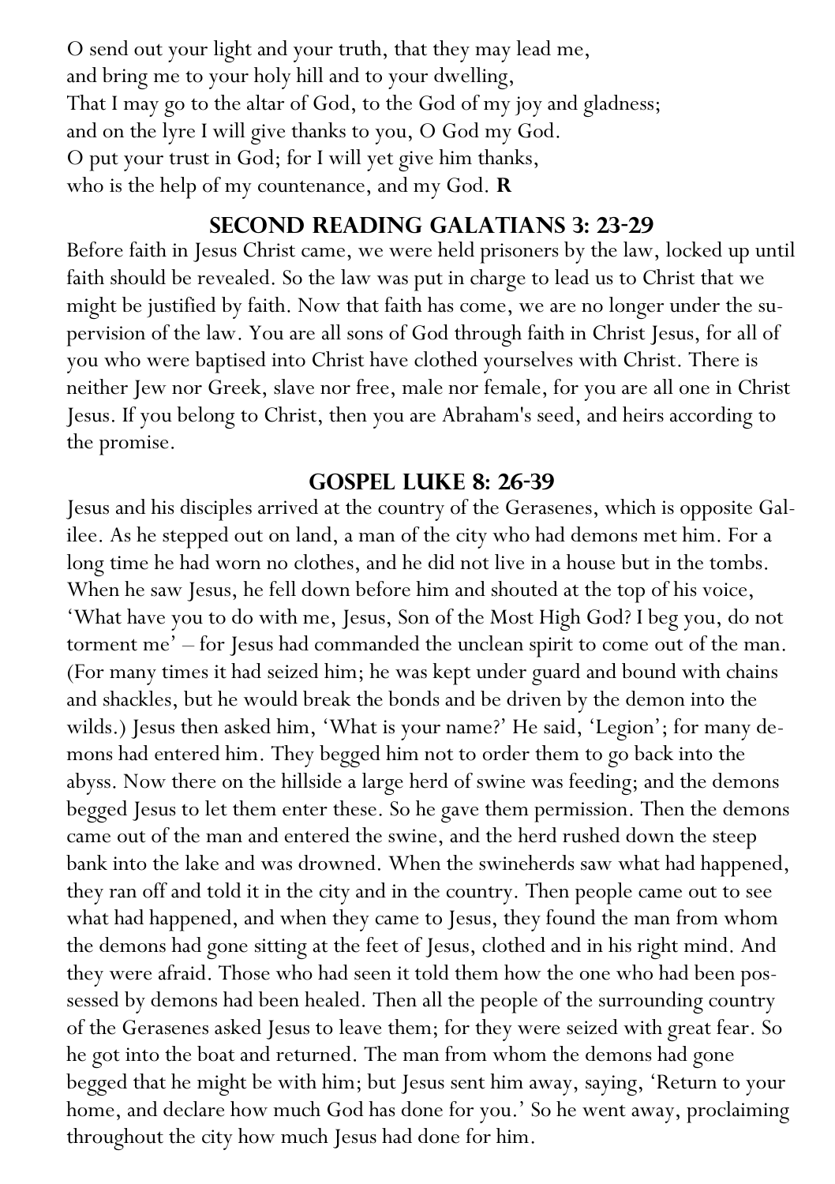O send out your light and your truth, that they may lead me,
and bring me to your holy hill and to your dwelling,
That I may go to the altar of God, to the God of my joy and gladness;
and on the lyre I will give thanks to you, O God my God.
O put your trust in God; for I will yet give him thanks,
who is the help of my countenance, and my God. **R**

## Second Reading Galatians 3: 23-29

Before faith in Jesus Christ came, we were held prisoners by the law, locked up until faith should be revealed. So the law was put in charge to lead us to Christ that we might be justified by faith. Now that faith has come, we are no longer under the supervision of the law. You are all sons of God through faith in Christ Jesus, for all of you who were baptised into Christ have clothed yourselves with Christ. There is neither Jew nor Greek, slave nor free, male nor female, for you are all one in Christ Jesus. If you belong to Christ, then you are Abraham's seed, and heirs according to the promise.

## Gospel Luke 8: 26-39

Jesus and his disciples arrived at the country of the Gerasenes, which is opposite Galilee. As he stepped out on land, a man of the city who had demons met him. For a long time he had worn no clothes, and he did not live in a house but in the tombs. When he saw Jesus, he fell down before him and shouted at the top of his voice, 'What have you to do with me, Jesus, Son of the Most High God? I beg you, do not torment me' – for Jesus had commanded the unclean spirit to come out of the man. (For many times it had seized him; he was kept under guard and bound with chains and shackles, but he would break the bonds and be driven by the demon into the wilds.) Jesus then asked him, 'What is your name?' He said, 'Legion'; for many demons had entered him. They begged him not to order them to go back into the abyss. Now there on the hillside a large herd of swine was feeding; and the demons begged Jesus to let them enter these. So he gave them permission. Then the demons came out of the man and entered the swine, and the herd rushed down the steep bank into the lake and was drowned. When the swineherds saw what had happened, they ran off and told it in the city and in the country. Then people came out to see what had happened, and when they came to Jesus, they found the man from whom the demons had gone sitting at the feet of Jesus, clothed and in his right mind. And they were afraid. Those who had seen it told them how the one who had been possessed by demons had been healed. Then all the people of the surrounding country of the Gerasenes asked Jesus to leave them; for they were seized with great fear. So he got into the boat and returned. The man from whom the demons had gone begged that he might be with him; but Jesus sent him away, saying, 'Return to your home, and declare how much God has done for you.' So he went away, proclaiming throughout the city how much Jesus had done for him.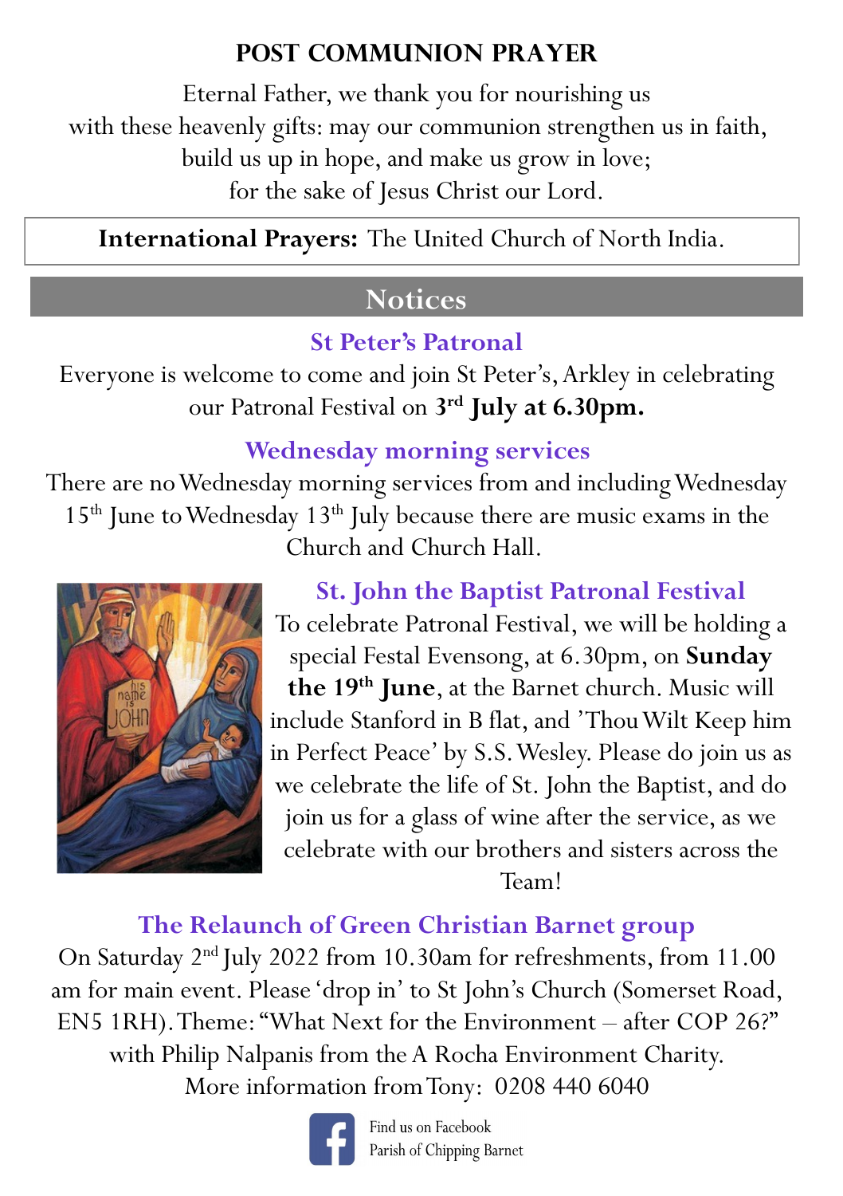## POST COMMUNION PRAYER

Eternal Father, we thank you for nourishing us
with these heavenly gifts: may our communion strengthen us in faith,
build us up in hope, and make us grow in love;
for the sake of Jesus Christ our Lord.

**International Prayers:** The United Church of North India.

## Notices

### St Peter's Patronal

Everyone is welcome to come and join St Peter's, Arkley in celebrating our Patronal Festival on **3rd July at 6.30pm.**

### Wednesday morning services

There are no Wednesday morning services from and including Wednesday 15th June to Wednesday 13th July because there are music exams in the Church and Church Hall.

### St. John the Baptist Patronal Festival

To celebrate Patronal Festival, we will be holding a special Festal Evensong, at 6.30pm, on **Sunday the 19th June**, at the Barnet church. Music will include Stanford in B flat, and 'Thou Wilt Keep him in Perfect Peace' by S.S. Wesley. Please do join us as we celebrate the life of St. John the Baptist, and do join us for a glass of wine after the service, as we celebrate with our brothers and sisters across the Team!

### The Relaunch of Green Christian Barnet group

On Saturday 2nd July 2022 from 10.30am for refreshments, from 11.00 am for main event. Please 'drop in' to St John's Church (Somerset Road, EN5 1RH). Theme: "What Next for the Environment – after COP 26?" with Philip Nalpanis from the A Rocha Environment Charity.
More information from Tony: 0208 440 6040

Find us on Facebook
Parish of Chipping Barnet